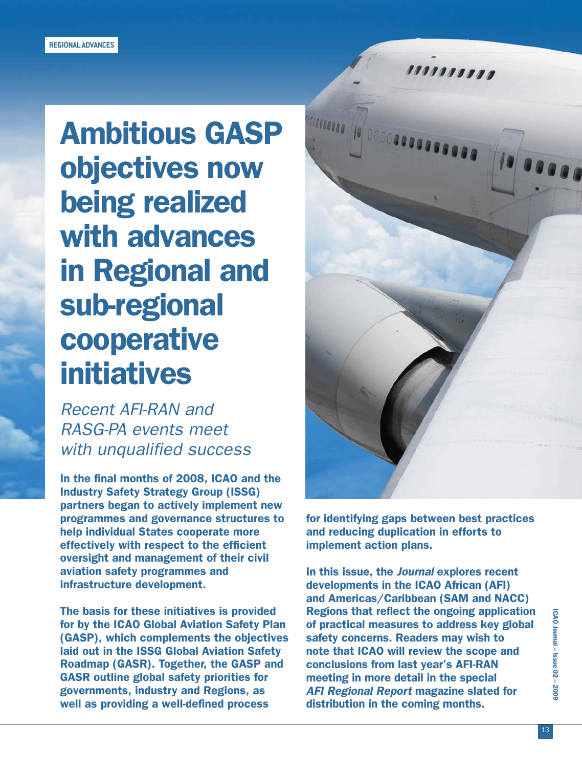REGIONAL ADVANCES

# Ambitious GASP objectives now being realized with advances in Regional and sub-regional cooperative initiatives

*Recent AFI-RAN and RASG-PA events meet with unqualified success*

**In the final months of 2008, ICAO and the Industry Safety Strategy Group (ISSG) partners began to actively implement new programmes and governance structures to help individual States cooperate more effectively with respect to the efficient oversight and management of their civil aviation safety programmes and infrastructure development.**

**The basis for these initiatives is provided for by the ICAO Global Aviation Safety Plan (GASP), which complements the objectives laid out in the ISSG Global Aviation Safety Roadmap (GASR). Together, the GASP and GASR outline global safety priorities for governments, industry and Regions, as well as providing a well-defined process for identifying gaps between best practices and reducing duplication in efforts to implement action plans.**

**In this issue, the *Journal* explores recent developments in the ICAO African (AFI) and Americas/Caribbean (SAM and NACC) Regions that reflect the ongoing application of practical measures to address key global safety concerns. Readers may wish to note that ICAO will review the scope and conclusions from last year's AFI-RAN meeting in more detail in the special *AFI Regional Report* magazine slated for distribution in the coming months.**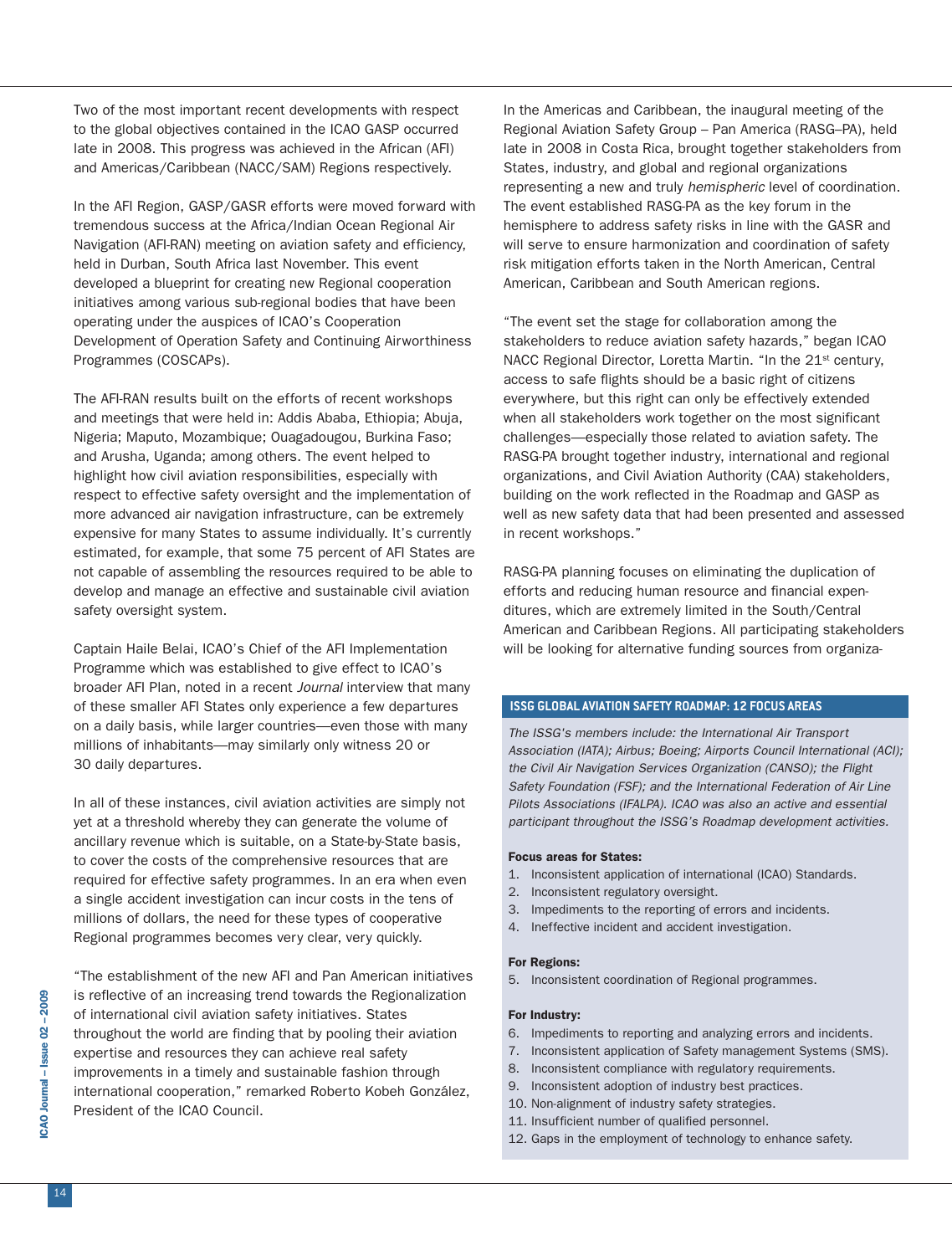Two of the most important recent developments with respect to the global objectives contained in the ICAO GASP occurred late in 2008. This progress was achieved in the African (AFI) and Americas/Caribbean (NACC/SAM) Regions respectively.

In the AFI Region, GASP/GASR efforts were moved forward with tremendous success at the Africa/Indian Ocean Regional Air Navigation (AFI-RAN) meeting on aviation safety and efficiency, held in Durban, South Africa last November. This event developed a blueprint for creating new Regional cooperation initiatives among various sub-regional bodies that have been operating under the auspices of ICAO's Cooperation Development of Operation Safety and Continuing Airworthiness Programmes (COSCAPs).

The AFI-RAN results built on the efforts of recent workshops and meetings that were held in: Addis Ababa, Ethiopia; Abuja, Nigeria; Maputo, Mozambique; Ouagadougou, Burkina Faso; and Arusha, Uganda; among others. The event helped to highlight how civil aviation responsibilities, especially with respect to effective safety oversight and the implementation of more advanced air navigation infrastructure, can be extremely expensive for many States to assume individually. It's currently estimated, for example, that some 75 percent of AFI States are not capable of assembling the resources required to be able to develop and manage an effective and sustainable civil aviation safety oversight system.

Captain Haile Belai, ICAO's Chief of the AFI Implementation Programme which was established to give effect to ICAO's broader AFI Plan, noted in a recent *Journal* interview that many of these smaller AFI States only experience a few departures on a daily basis, while larger countries—even those with many millions of inhabitants—may similarly only witness 20 or 30 daily departures.

In all of these instances, civil aviation activities are simply not yet at a threshold whereby they can generate the volume of ancillary revenue which is suitable, on a State-by-State basis, to cover the costs of the comprehensive resources that are required for effective safety programmes. In an era when even a single accident investigation can incur costs in the tens of millions of dollars, the need for these types of cooperative Regional programmes becomes very clear, very quickly.

"The establishment of the new AFI and Pan American initiatives is reflective of an increasing trend towards the Regionalization of international civil aviation safety initiatives. States throughout the world are finding that by pooling their aviation expertise and resources they can achieve real safety improvements in a timely and sustainable fashion through international cooperation," remarked Roberto Kobeh González, President of the ICAO Council.

In the Americas and Caribbean, the inaugural meeting of the Regional Aviation Safety Group – Pan America (RASG–PA), held late in 2008 in Costa Rica, brought together stakeholders from States, industry, and global and regional organizations representing a new and truly *hemispheric* level of coordination. The event established RASG-PA as the key forum in the hemisphere to address safety risks in line with the GASR and will serve to ensure harmonization and coordination of safety risk mitigation efforts taken in the North American, Central American, Caribbean and South American regions.

"The event set the stage for collaboration among the stakeholders to reduce aviation safety hazards," began ICAO NACC Regional Director, Loretta Martin. "In the 21st century, access to safe flights should be a basic right of citizens everywhere, but this right can only be effectively extended when all stakeholders work together on the most significant challenges—especially those related to aviation safety. The RASG-PA brought together industry, international and regional organizations, and Civil Aviation Authority (CAA) stakeholders, building on the work reflected in the Roadmap and GASP as well as new safety data that had been presented and assessed in recent workshops."

RASG-PA planning focuses on eliminating the duplication of efforts and reducing human resource and financial expenditures, which are extremely limited in the South/Central American and Caribbean Regions. All participating stakeholders will be looking for alternative funding sources from organiza-

### ISSG GLOBAL AVIATION SAFETY ROADMAP: 12 FOCUS AREAS

*The ISSG's members include: the International Air Transport Association (IATA); Airbus; Boeing; Airports Council International (ACI); the Civil Air Navigation Services Organization (CANSO); the Flight Safety Foundation (FSF); and the International Federation of Air Line Pilots Associations (IFALPA). ICAO was also an active and essential participant throughout the ISSG's Roadmap development activities.*

**Focus areas for States:**

1. Inconsistent application of international (ICAO) Standards.
2. Inconsistent regulatory oversight.
3. Impediments to the reporting of errors and incidents.
4. Ineffective incident and accident investigation.

**For Regions:**

5. Inconsistent coordination of Regional programmes.

**For Industry:**

6. Impediments to reporting and analyzing errors and incidents.
7. Inconsistent application of Safety management Systems (SMS).
8. Inconsistent compliance with regulatory requirements.
9. Inconsistent adoption of industry best practices.
10. Non-alignment of industry safety strategies.
11. Insufficient number of qualified personnel.
12. Gaps in the employment of technology to enhance safety.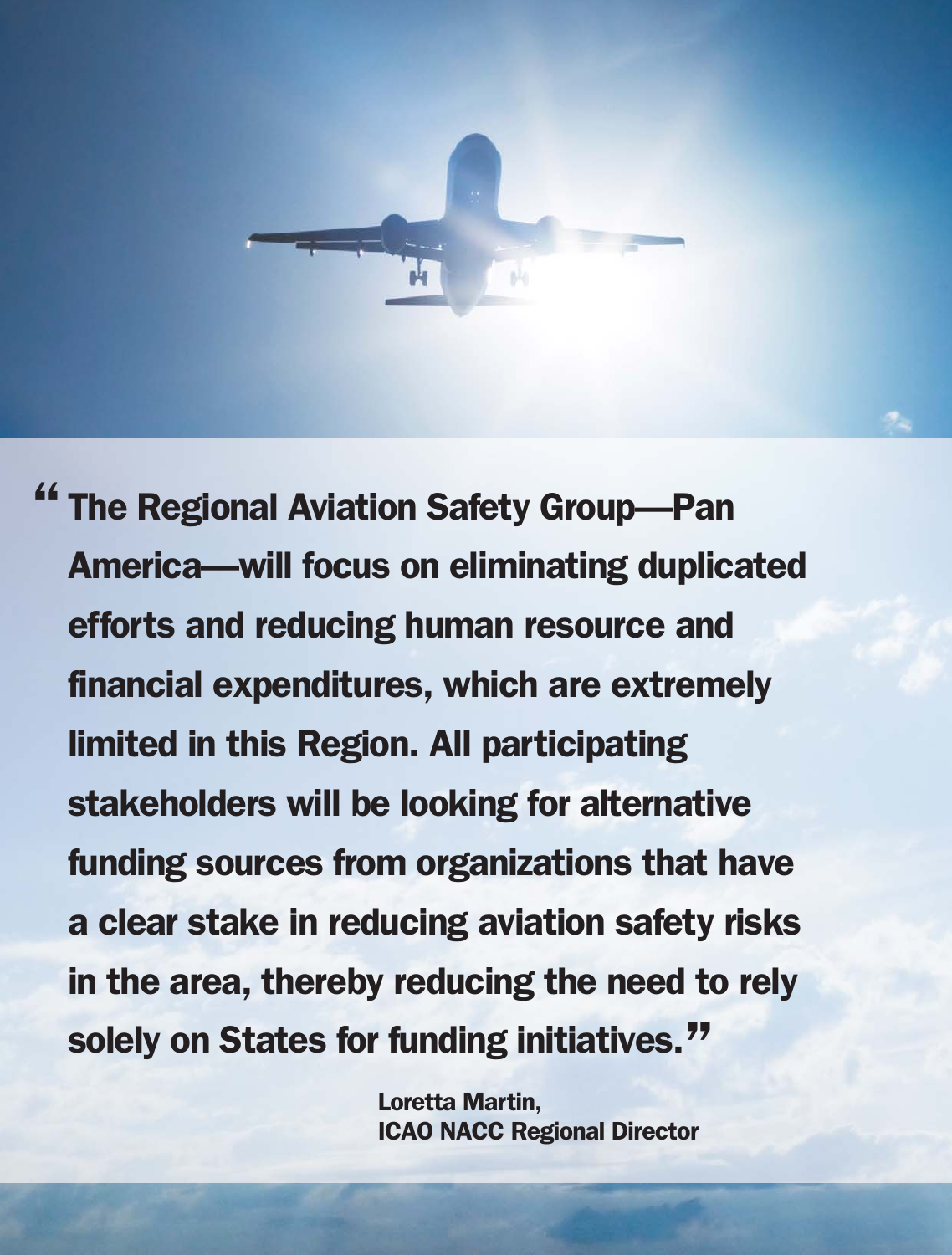> "The Regional Aviation Safety Group—Pan America—will focus on eliminating duplicated efforts and reducing human resource and financial expenditures, which are extremely limited in this Region. All participating stakeholders will be looking for alternative funding sources from organizations that have a clear stake in reducing aviation safety risks in the area, thereby reducing the need to rely solely on States for funding initiatives."

**Loretta Martin,**
**ICAO NACC Regional Director**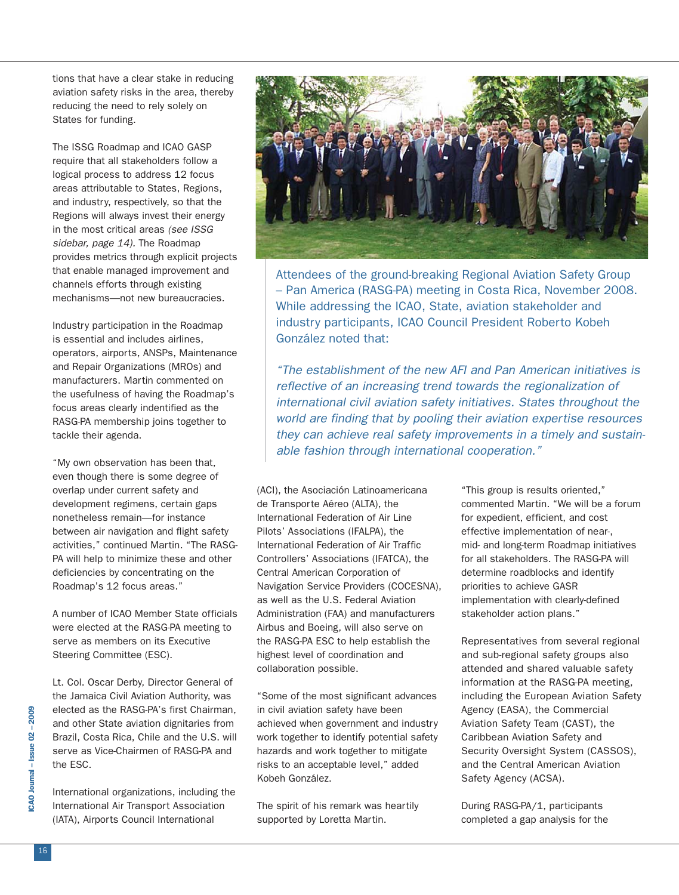tions that have a clear stake in reducing aviation safety risks in the area, thereby reducing the need to rely solely on States for funding.

The ISSG Roadmap and ICAO GASP require that all stakeholders follow a logical process to address 12 focus areas attributable to States, Regions, and industry, respectively, so that the Regions will always invest their energy in the most critical areas *(see ISSG sidebar, page 14)*. The Roadmap provides metrics through explicit projects that enable managed improvement and channels efforts through existing mechanisms—not new bureaucracies.

Industry participation in the Roadmap is essential and includes airlines, operators, airports, ANSPs, Maintenance and Repair Organizations (MROs) and manufacturers. Martin commented on the usefulness of having the Roadmap's focus areas clearly indentified as the RASG-PA membership joins together to tackle their agenda.

"My own observation has been that, even though there is some degree of overlap under current safety and development regimens, certain gaps nonetheless remain—for instance between air navigation and flight safety activities," continued Martin. "The RASG-PA will help to minimize these and other deficiencies by concentrating on the Roadmap's 12 focus areas."

A number of ICAO Member State officials were elected at the RASG-PA meeting to serve as members on its Executive Steering Committee (ESC).

Lt. Col. Oscar Derby, Director General of the Jamaica Civil Aviation Authority, was elected as the RASG-PA's first Chairman, and other State aviation dignitaries from Brazil, Costa Rica, Chile and the U.S. will serve as Vice-Chairmen of RASG-PA and the ESC.

International organizations, including the International Air Transport Association (IATA), Airports Council International (ACI), the Asociación Latinoamericana de Transporte Aéreo (ALTA), the International Federation of Air Line Pilots' Associations (IFALPA), the International Federation of Air Traffic Controllers' Associations (IFATCA), the Central American Corporation of Navigation Service Providers (COCESNA), as well as the U.S. Federal Aviation Administration (FAA) and manufacturers Airbus and Boeing, will also serve on the RASG-PA ESC to help establish the highest level of coordination and collaboration possible.

Attendees of the ground-breaking Regional Aviation Safety Group – Pan America (RASG-PA) meeting in Costa Rica, November 2008. While addressing the ICAO, State, aviation stakeholder and industry participants, ICAO Council President Roberto Kobeh González noted that:

*"The establishment of the new AFI and Pan American initiatives is reflective of an increasing trend towards the regionalization of international civil aviation safety initiatives. States throughout the world are finding that by pooling their aviation expertise resources they can achieve real safety improvements in a timely and sustainable fashion through international cooperation."*

"Some of the most significant advances in civil aviation safety have been achieved when government and industry work together to identify potential safety hazards and work together to mitigate risks to an acceptable level," added Kobeh González.

The spirit of his remark was heartily supported by Loretta Martin.

"This group is results oriented," commented Martin. "We will be a forum for expedient, efficient, and cost effective implementation of near-, mid- and long-term Roadmap initiatives for all stakeholders. The RASG-PA will determine roadblocks and identify priorities to achieve GASR implementation with clearly-defined stakeholder action plans."

Representatives from several regional and sub-regional safety groups also attended and shared valuable safety information at the RASG-PA meeting, including the European Aviation Safety Agency (EASA), the Commercial Aviation Safety Team (CAST), the Caribbean Aviation Safety and Security Oversight System (CASSOS), and the Central American Aviation Safety Agency (ACSA).

During RASG-PA/1, participants completed a gap analysis for the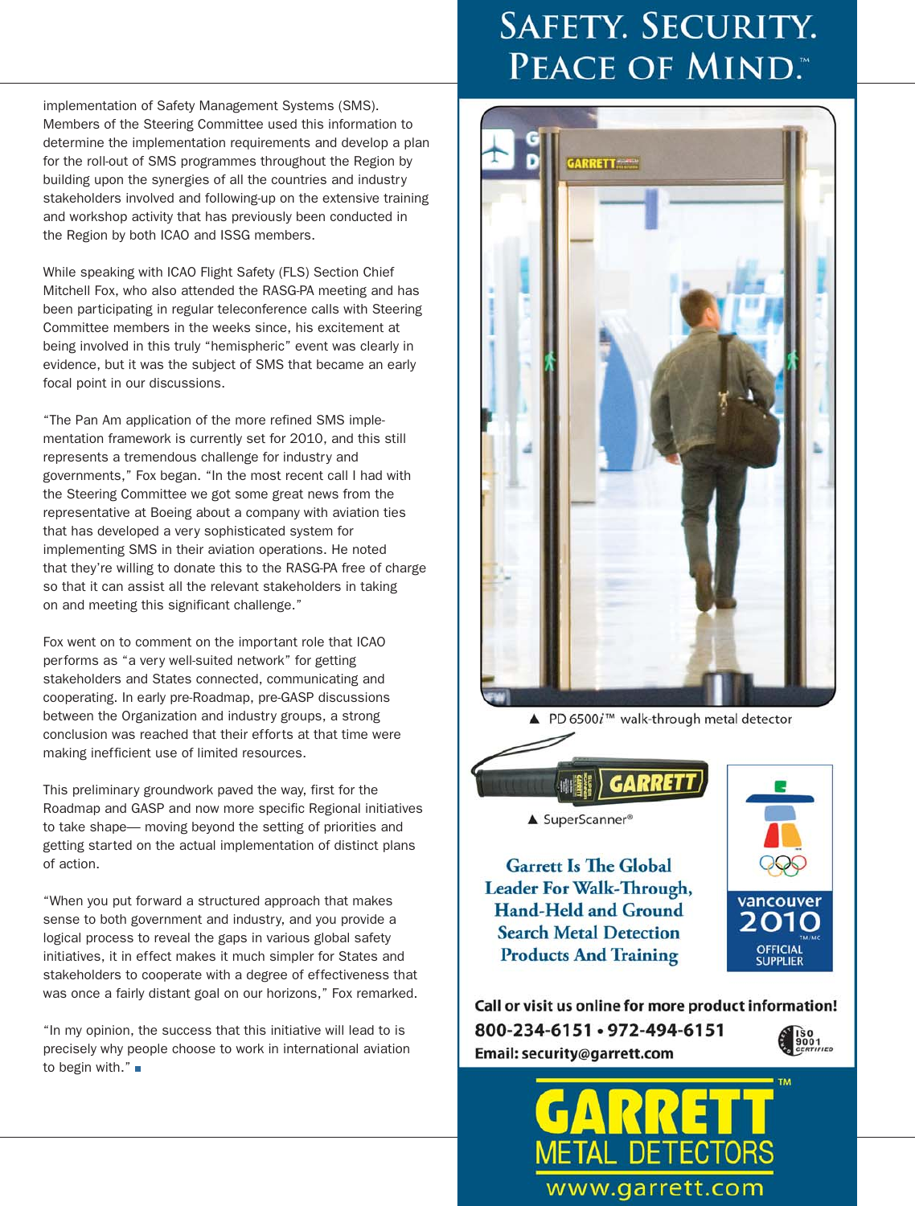implementation of Safety Management Systems (SMS). Members of the Steering Committee used this information to determine the implementation requirements and develop a plan for the roll-out of SMS programmes throughout the Region by building upon the synergies of all the countries and industry stakeholders involved and following-up on the extensive training and workshop activity that has previously been conducted in the Region by both ICAO and ISSG members.

While speaking with ICAO Flight Safety (FLS) Section Chief Mitchell Fox, who also attended the RASG-PA meeting and has been participating in regular teleconference calls with Steering Committee members in the weeks since, his excitement at being involved in this truly "hemispheric" event was clearly in evidence, but it was the subject of SMS that became an early focal point in our discussions.

"The Pan Am application of the more refined SMS implementation framework is currently set for 2010, and this still represents a tremendous challenge for industry and governments," Fox began. "In the most recent call I had with the Steering Committee we got some great news from the representative at Boeing about a company with aviation ties that has developed a very sophisticated system for implementing SMS in their aviation operations. He noted that they're willing to donate this to the RASG-PA free of charge so that it can assist all the relevant stakeholders in taking on and meeting this significant challenge."

Fox went on to comment on the important role that ICAO performs as "a very well-suited network" for getting stakeholders and States connected, communicating and cooperating. In early pre-Roadmap, pre-GASP discussions between the Organization and industry groups, a strong conclusion was reached that their efforts at that time were making inefficient use of limited resources.

This preliminary groundwork paved the way, first for the Roadmap and GASP and now more specific Regional initiatives to take shape— moving beyond the setting of priorities and getting started on the actual implementation of distinct plans of action.

"When you put forward a structured approach that makes sense to both government and industry, and you provide a logical process to reveal the gaps in various global safety initiatives, it in effect makes it much simpler for States and stakeholders to cooperate with a degree of effectiveness that was once a fairly distant goal on our horizons," Fox remarked.

"In my opinion, the success that this initiative will lead to is precisely why people choose to work in international aviation to begin with." ■

**SAFETY. SECURITY. PEACE OF MIND.™**

▲ PD 6500*i*™ walk-through metal detector

▲ SuperScanner®

**Garrett Is The Global Leader For Walk-Through, Hand-Held and Ground Search Metal Detection Products And Training**

vancouver 2010 OFFICIAL SUPPLIER

**Call or visit us online for more product information!**

**800-234-6151 • 972-494-6151**

**Email: security@garrett.com**

ISO 9001 CERTIFIED

**GARRETT™ METAL DETECTORS**

www.garrett.com